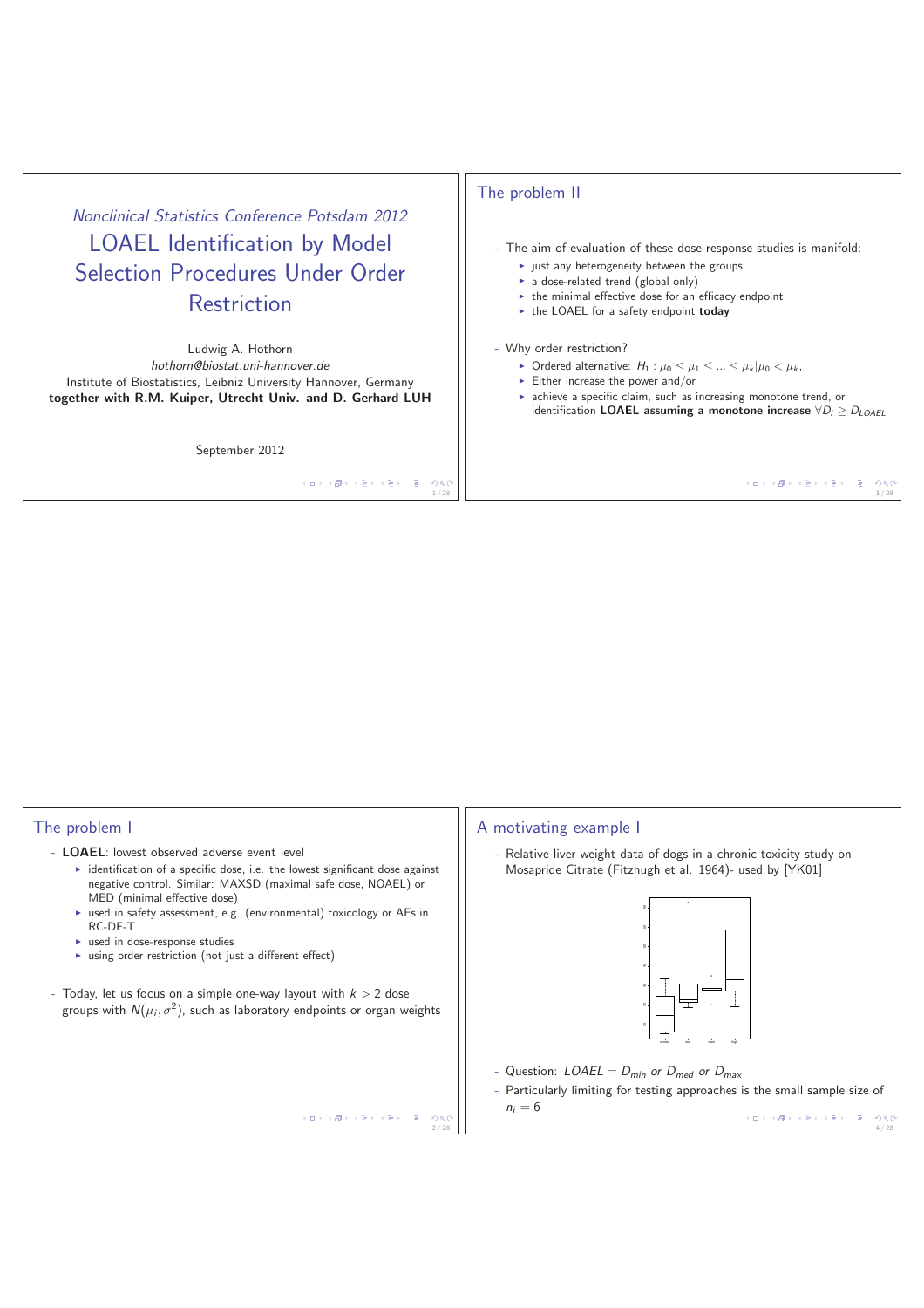*Nonclinical Statistics Conference Potsdam 2012*

# LOAEL Identification by Model Selection Procedures Under Order Restriction

Ludwig A. Hothorn

*hothorn@biostat.uni-hannover.de*

Institute of Biostatistics, Leibniz University Hannover, Germany

**together with R.M. Kuiper, Utrecht Univ. and D. Gerhard LUH**

September 2012

## The problem I

- **LOAEL**: lowest observed adverse event level
  - identification of a specific dose, i.e. the lowest significant dose against negative control. Similar: MAXSD (maximal safe dose, NOAEL) or MED (minimal effective dose)
  - used in safety assessment, e.g. (environmental) toxicology or AEs in RC-DF-T
  - used in dose-response studies
  - using order restriction (not just a different effect)
- Today, let us focus on a simple one-way layout with $k > 2$ dose groups with $N(\mu_i, \sigma^2)$, such as laboratory endpoints or organ weights

## The problem II

- The aim of evaluation of these dose-response studies is manifold:
  - just any heterogeneity between the groups
  - a dose-related trend (global only)
  - the minimal effective dose for an efficacy endpoint
  - the LOAEL for a safety endpoint **today**
- Why order restriction?
  - Ordered alternative: $H_1 : \mu_0 \leq \mu_1 \leq ... \leq \mu_k | \mu_0 < \mu_k$,
  - Either increase the power and/or
  - achieve a specific claim, such as increasing monotone trend, or identification **LOAEL assuming a monotone increase** $\forall D_i \geq D_{LOAEL}$

## A motivating example I

- Relative liver weight data of dogs in a chronic toxicity study on Mosapride Citrate (Fitzhugh et al. 1964)- used by [YK01]
- Question: $LOAEL = D_{min}$ *or* $D_{med}$ *or* $D_{max}$
- Particularly limiting for testing approaches is the small sample size of $n_i = 6$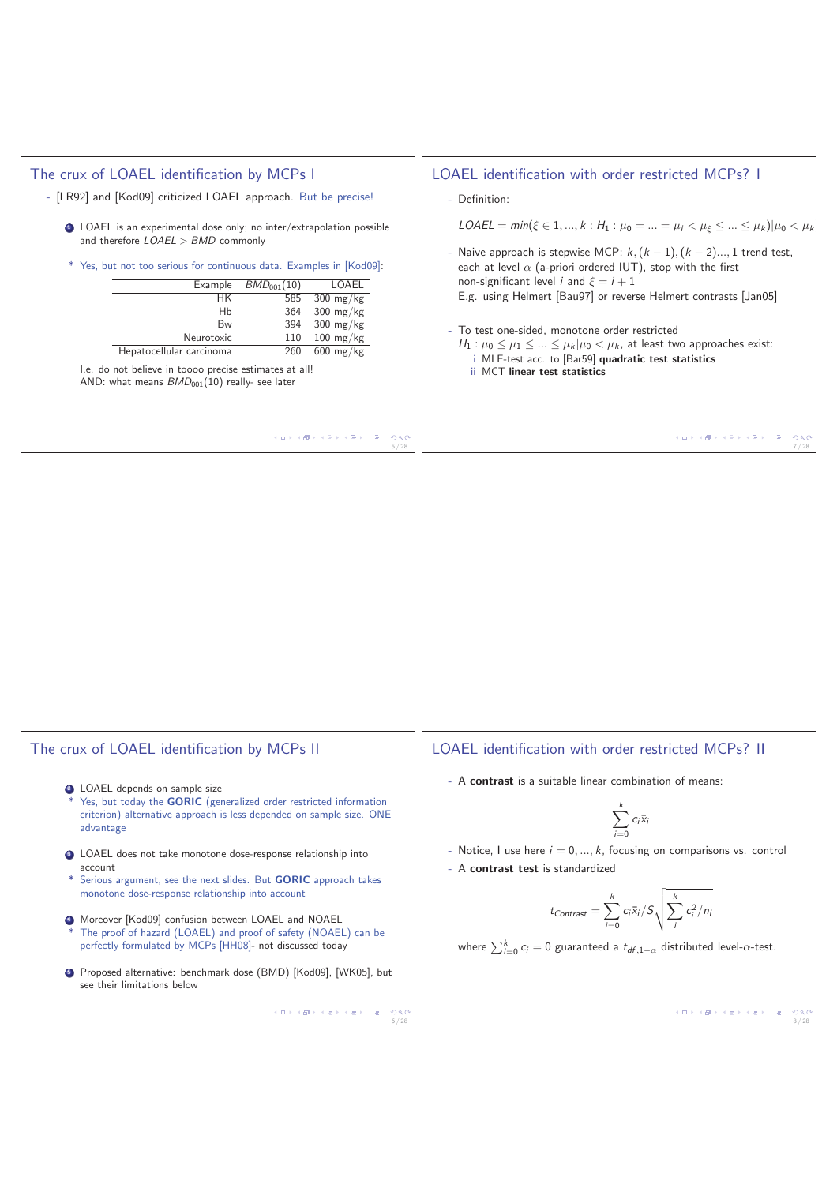## The crux of LOAEL identification by MCPs I

- [LR92] and [Kod09] criticized LOAEL approach. But be precise!

1. LOAEL is an experimental dose only; no inter/extrapolation possible and therefore $LOAEL > BMD$ commonly

* Yes, but not too serious for continuous data. Examples in [Kod09]:

| Example | $BMD_{001}(10)$ | LOAEL |
|---|---|---|
| HK | 585 | 300 mg/kg |
| Hb | 364 | 300 mg/kg |
| Bw | 394 | 300 mg/kg |
| Neurotoxic | 110 | 100 mg/kg |
| Hepatocellular carcinoma | 260 | 600 mg/kg |

I.e. do not believe in toooo precise estimates at all!
AND: what means $BMD_{001}(10)$ really- see later

## LOAEL identification with order restricted MCPs? I

- Definition:

$$LOAEL = min(\xi \in 1, ..., k : H_1 : \mu_0 = ... = \mu_i < \mu_\xi \leq ... \leq \mu_k)|\mu_0 < \mu_k$$

- Naive approach is stepwise MCP: $k, (k-1), (k-2)..., 1$ trend test, each at level $\alpha$ (a-priori ordered IUT), stop with the first non-significant level $i$ and $\xi = i + 1$
  E.g. using Helmert [Bau97] or reverse Helmert contrasts [Jan05]

- To test one-sided, monotone order restricted $H_1 : \mu_0 \leq \mu_1 \leq ... \leq \mu_k | \mu_0 < \mu_k$, at least two approaches exist:
  i MLE-test acc. to [Bar59] **quadratic test statistics**
  ii MCT **linear test statistics**

## The crux of LOAEL identification by MCPs II

2. LOAEL depends on sample size
* Yes, but today the **GORIC** (generalized order restricted information criterion) alternative approach is less depended on sample size. ONE advantage

3. LOAEL does not take monotone dose-response relationship into account
* Serious argument, see the next slides. But **GORIC** approach takes monotone dose-response relationship into account

4. Moreover [Kod09] confusion between LOAEL and NOAEL
* The proof of hazard (LOAEL) and proof of safety (NOAEL) can be perfectly formulated by MCPs [HH08]- not discussed today

5. Proposed alternative: benchmark dose (BMD) [Kod09], [WK05], but see their limitations below

## LOAEL identification with order restricted MCPs? II

- A **contrast** is a suitable linear combination of means:

$$\sum_{i=0}^{k} c_i \bar{x}_i$$

- Notice, I use here $i = 0, ..., k$, focusing on comparisons vs. control
- A **contrast test** is standardized

$$t_{Contrast} = \sum_{i=0}^{k} c_i \bar{x}_i / S \sqrt{\sum_{i}^{k} c_i^2 / n_i}$$

where $\sum_{i=0}^{k} c_i = 0$ guaranteed a $t_{df,1-\alpha}$ distributed level-$\alpha$-test.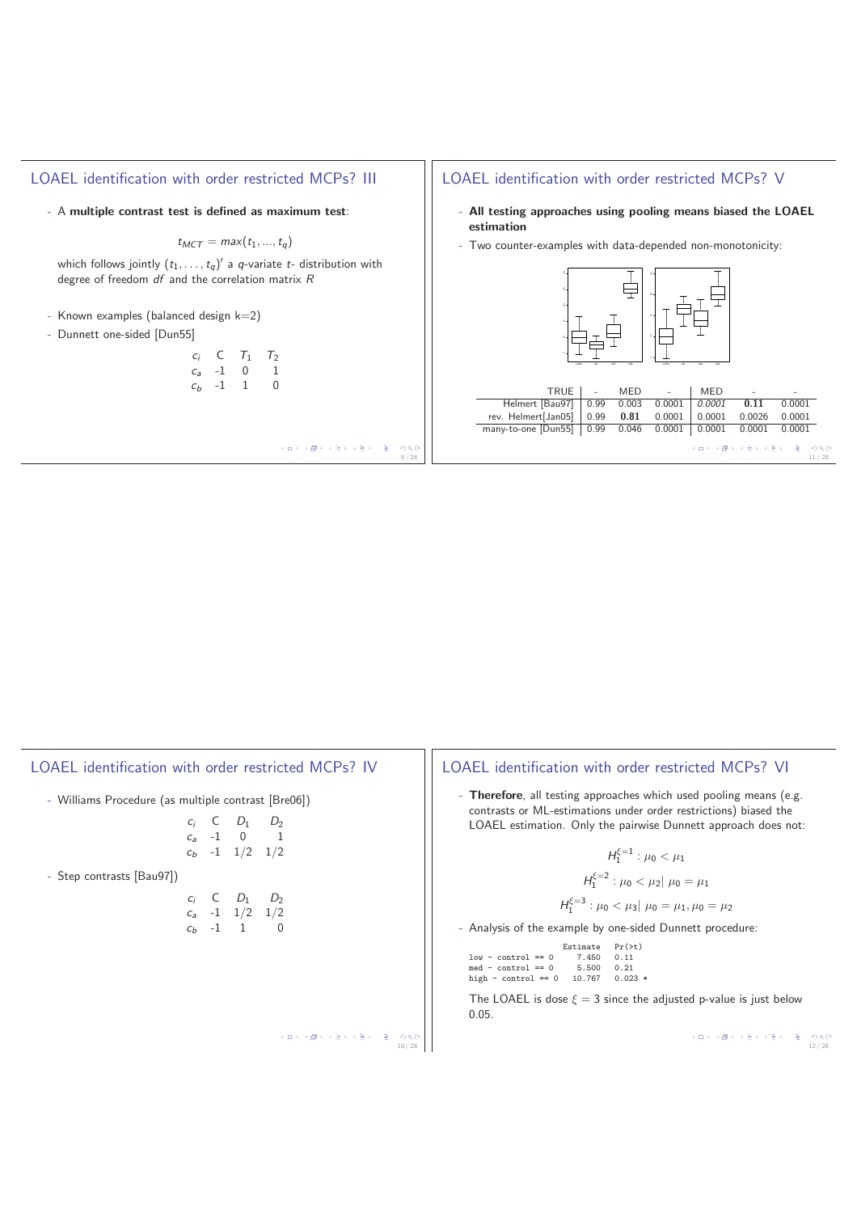## LOAEL identification with order restricted MCPs? III

- A **multiple contrast test is defined as maximum test**:

$$t_{MCT} = max(t_1, ..., t_q)$$

which follows jointly $(t_1, \ldots, t_q)'$ a $q$-variate $t$- distribution with degree of freedom $df$ and the correlation matrix $R$

- Known examples (balanced design k=2)
- Dunnett one-sided [Dun55]

| $c_i$ | C | $T_1$ | $T_2$ |
|---|---|---|---|
| $c_a$ | -1 | 0 | 1 |
| $c_b$ | -1 | 1 | 0 |

## LOAEL identification with order restricted MCPs? V

- **All testing approaches using pooling means biased the LOAEL estimation**
- Two counter-examples with data-depended non-monotonicity:

| TRUE | - | MED | - | MED | - | - |
|---|---|---|---|---|---|---|
| Helmert [Bau97] | 0.99 | 0.003 | 0.0001 | *0.0001* | **0.11** | 0.0001 |
| rev. Helmert[Jan05] | 0.99 | **0.81** | 0.0001 | 0.0001 | 0.0026 | 0.0001 |
| many-to-one [Dun55] | 0.99 | 0.046 | 0.0001 | 0.0001 | 0.0001 | 0.0001 |

## LOAEL identification with order restricted MCPs? IV

- Williams Procedure (as multiple contrast [Bre06])

| $c_i$ | C | $D_1$ | $D_2$ |
|---|---|---|---|
| $c_a$ | -1 | 0 | 1 |
| $c_b$ | -1 | 1/2 | 1/2 |

- Step contrasts [Bau97])

| $c_i$ | C | $D_1$ | $D_2$ |
|---|---|---|---|
| $c_a$ | -1 | 1/2 | 1/2 |
| $c_b$ | -1 | 1 | 0 |

## LOAEL identification with order restricted MCPs? VI

- **Therefore**, all testing approaches which used pooling means (e.g. contrasts or ML-estimations under order restrictions) biased the LOAEL estimation. Only the pairwise Dunnett approach does not:

$$H_1^{\xi=1} : \mu_0 < \mu_1$$

$$H_1^{\xi=2} : \mu_0 < \mu_2 | \ \mu_0 = \mu_1$$

$$H_1^{\xi=3} : \mu_0 < \mu_3 | \ \mu_0 = \mu_1, \mu_0 = \mu_2$$

- Analysis of the example by one-sided Dunnett procedure:

```
                    Estimate  Pr(>t)
low - control == 0     7.450   0.11
med - control == 0     5.500   0.21
high - control == 0   10.767   0.023 *
```

The LOAEL is dose $\xi = 3$ since the adjusted p-value is just below 0.05.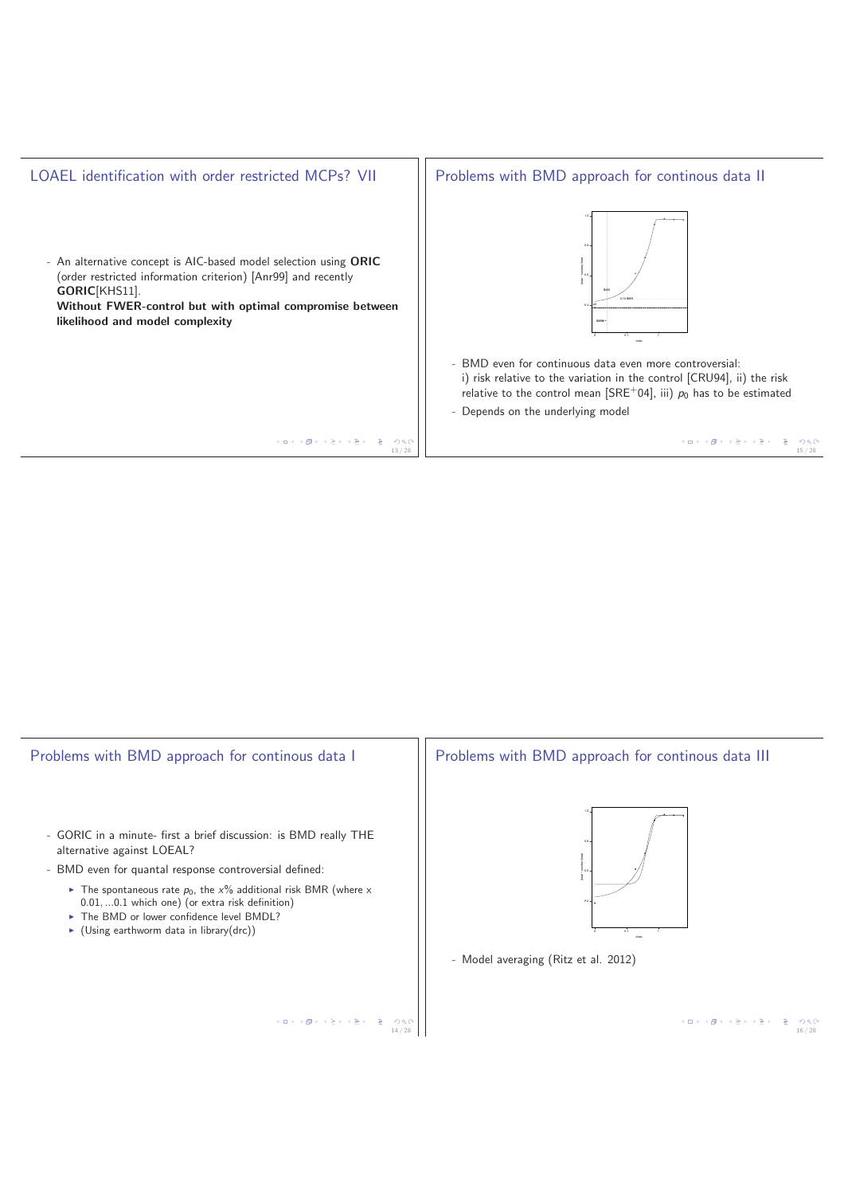## LOAEL identification with order restricted MCPs? VII

- An alternative concept is AIC-based model selection using **ORIC** (order restricted information criterion) [Anr99] and recently **GORIC**[KHS11].
  **Without FWER-control but with optimal compromise between likelihood and model complexity**

## Problems with BMD approach for continous data II

- BMD even for continuous data even more controversial: i) risk relative to the variation in the control [CRU94], ii) the risk relative to the control mean [SRE+04], iii) $p_0$ has to be estimated
- Depends on the underlying model

## Problems with BMD approach for continous data I

- GORIC in a minute- first a brief discussion: is BMD really THE alternative against LOEAL?
- BMD even for quantal response controversial defined:
  - The spontaneous rate $p_0$, the $x\%$ additional risk BMR (where x $0.01, \ldots 0.1$ which one) (or extra risk definition)
  - The BMD or lower confidence level BMDL?
  - (Using earthworm data in library(drc))

## Problems with BMD approach for continous data III

- Model averaging (Ritz et al. 2012)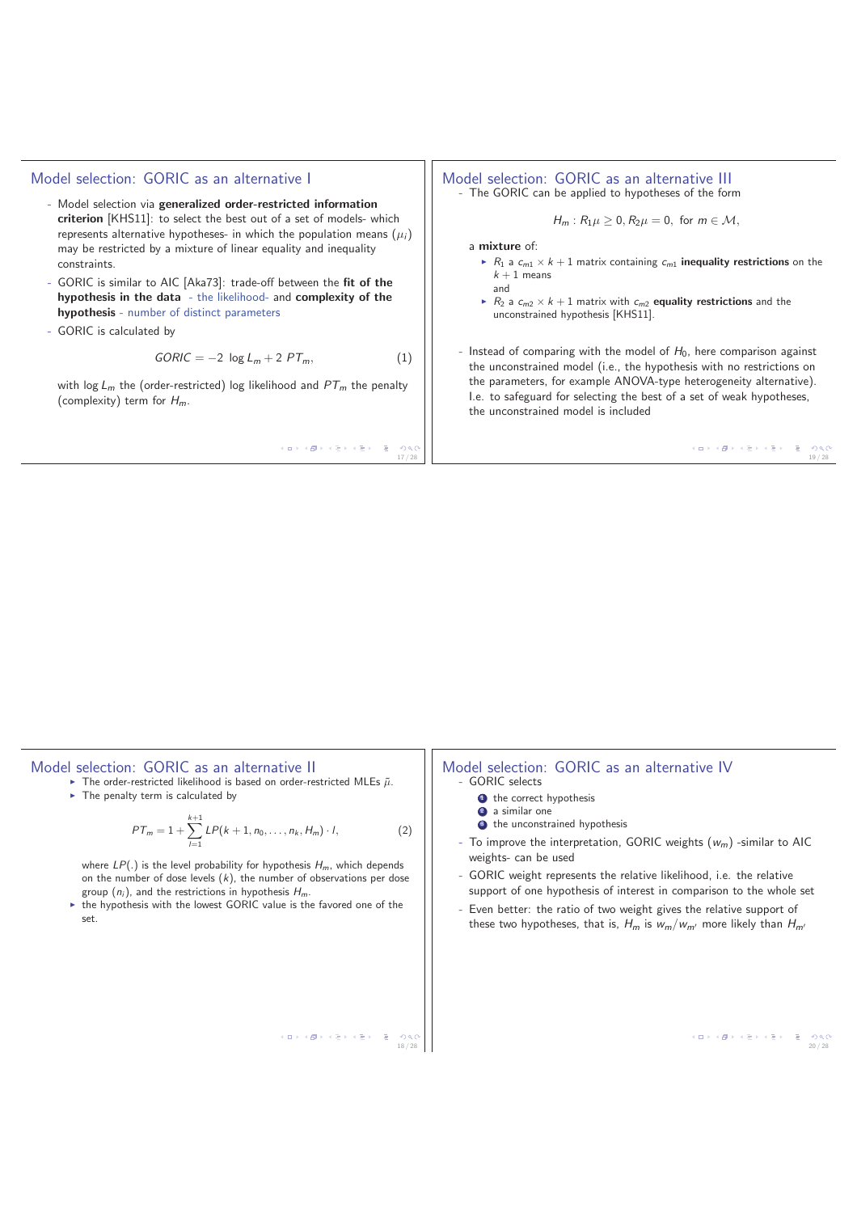## Model selection: GORIC as an alternative I

- Model selection via **generalized order-restricted information criterion** [KHS11]: to select the best out of a set of models- which represents alternative hypotheses- in which the population means ($\mu_i$) may be restricted by a mixture of linear equality and inequality constraints.
- GORIC is similar to AIC [Aka73]: trade-off between the **fit of the hypothesis in the data** - the likelihood- and **complexity of the hypothesis** - number of distinct parameters
- GORIC is calculated by

$$GORIC = -2 \ \log L_m + 2 \ PT_m, \tag{1}$$

with $\log L_m$ the (order-restricted) log likelihood and $PT_m$ the penalty (complexity) term for $H_m$.

## Model selection: GORIC as an alternative II

- The order-restricted likelihood is based on order-restricted MLEs $\tilde{\mu}$.
- The penalty term is calculated by

$$PT_m = 1 + \sum_{l=1}^{k+1} LP(k+1, n_0, \ldots, n_k, H_m) \cdot l, \tag{2}$$

where $LP(.)$ is the level probability for hypothesis $H_m$, which depends on the number of dose levels ($k$), the number of observations per dose group ($n_i$), and the restrictions in hypothesis $H_m$.
- the hypothesis with the lowest GORIC value is the favored one of the set.

## Model selection: GORIC as an alternative III

- The GORIC can be applied to hypotheses of the form

$$H_m : R_1\mu \geq 0, R_2\mu = 0, \text{ for } m \in \mathcal{M},$$

a **mixture** of:

- $R_1$ a $c_{m1} \times k+1$ matrix containing $c_{m1}$ **inequality restrictions** on the $k+1$ means
  and
- $R_2$ a $c_{m2} \times k+1$ matrix with $c_{m2}$ **equality restrictions** and the unconstrained hypothesis [KHS11].

- Instead of comparing with the model of $H_0$, here comparison against the unconstrained model (i.e., the hypothesis with no restrictions on the parameters, for example ANOVA-type heterogeneity alternative). I.e. to safeguard for selecting the best of a set of weak hypotheses, the unconstrained model is included

## Model selection: GORIC as an alternative IV

- GORIC selects
  1. the correct hypothesis
  2. a similar one
  3. the unconstrained hypothesis
- To improve the interpretation, GORIC weights ($w_m$) -similar to AIC weights- can be used
- GORIC weight represents the relative likelihood, i.e. the relative support of one hypothesis of interest in comparison to the whole set
- Even better: the ratio of two weight gives the relative support of these two hypotheses, that is, $H_m$ is $w_m/w_{m'}$ more likely than $H_{m'}$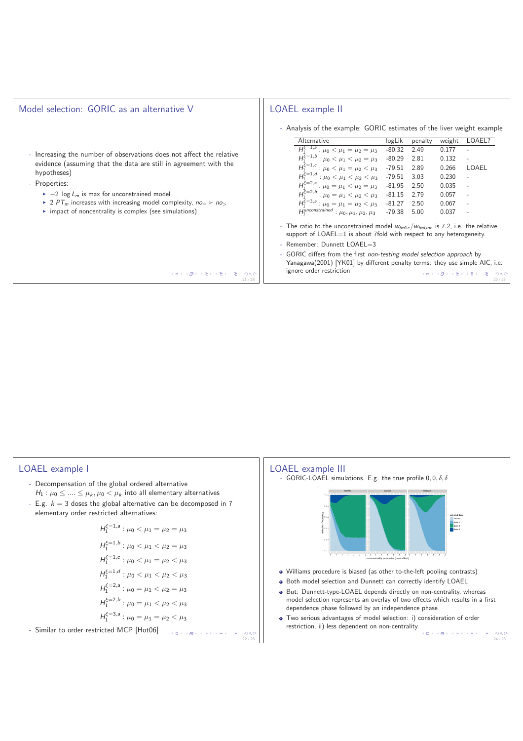## Model selection: GORIC as an alternative V

- Increasing the number of observations does not affect the relative evidence (assuming that the data are still in agreement with the hypotheses)
- Properties:
  - $-2 \log L_m$ is max for unconstrained model
  - $2\ PT_m$ increases with increasing model complexity, $no_= \succ no_>$
  - impact of noncentrality is complex (see simulations)

## LOAEL example II

- Analysis of the example: GORIC estimates of the liver weight example

| Alternative | logLik | penalty | weight | LOAEL? |
|---|---|---|---|---|
| $H_1^{\xi=1,a}: \mu_0 < \mu_1 = \mu_2 = \mu_3$ | -80.32 | 2.49 | 0.177 | - |
| $H_1^{\xi=1,b}: \mu_0 < \mu_1 < \mu_2 = \mu_3$ | -80.29 | 2.81 | 0.132 | - |
| $H_1^{\xi=1,c}: \mu_0 < \mu_1 = \mu_2 < \mu_3$ | -79.51 | 2.89 | 0.266 | LOAEL |
| $H_1^{\xi=1,d}: \mu_0 < \mu_1 < \mu_2 < \mu_3$ | -79.51 | 3.03 | 0.230 | - |
| $H_1^{\xi=2,a}: \mu_0 = \mu_1 < \mu_2 = \mu_3$ | -81.95 | 2.50 | 0.035 | - |
| $H_1^{\xi=2,b}: \mu_0 = \mu_1 < \mu_2 < \mu_3$ | -81.15 | 2.79 | 0.057 | - |
| $H_1^{\xi=3,a}: \mu_0 = \mu_1 = \mu_2 < \mu_3$ | -81.27 | 2.50 | 0.067 | - |
| $H_1^{unconstrained}: \mu_0, \mu_1, \mu_2, \mu_3$ | -79.38 | 5.00 | 0.037 | - |

- The ratio to the unconstrained model $w_{fm1c}/w_{fmUnc}$ is 7.2, i.e. the relative support of LOAEL=1 is about 7fold with respect to any heterogeneity.
- Remember: Dunnett LOAEL=3
- GORIC differs from the first *non-testing model selection approach* by Yanagawa(2001) [YK01] by different penalty terms: they use simple AIC, i.e. ignore order restriction

## LOAEL example I

- Decompensation of the global ordered alternative $H_1: \mu_0 \leq .... \leq \mu_k, \mu_0 < \mu_k$ into all elementary alternatives
- E.g. $k = 3$ doses the global alternative can be decomposed in 7 elementary order restricted alternatives:

$$H_1^{\xi=1,a}: \mu_0 < \mu_1 = \mu_2 = \mu_3$$

$$H_1^{\xi=1,b}: \mu_0 < \mu_1 < \mu_2 = \mu_3$$

$$H_1^{\xi=1,c}: \mu_0 < \mu_1 = \mu_2 < \mu_3$$

$$H_1^{\xi=1,d}: \mu_0 < \mu_1 < \mu_2 < \mu_3$$

$$H_1^{\xi=2,a}: \mu_0 = \mu_1 < \mu_2 = \mu_3$$

$$H_1^{\xi=2,b}: \mu_0 = \mu_1 < \mu_2 < \mu_3$$

$$H_1^{\xi=3,a}: \mu_0 = \mu_1 = \mu_2 < \mu_3$$

- Similar to order restricted MCP [Hot06]

## LOAEL example III

- GORIC-LOAEL simulations. E.g. the true profile $0, 0, \delta, \delta$

- Williams procedure is biased (as other to-the-left pooling contrasts)
- Both model selection and Dunnett can correctly identify LOAEL
- But: Dunnett-type-LOAEL depends directly on non-centrality, whereas model selection represents an overlay of two effects which results in a first dependence phase followed by an independence phase
- Two serious advantages of model selection: i) consideration of order restriction, ii) less dependent on non-centrality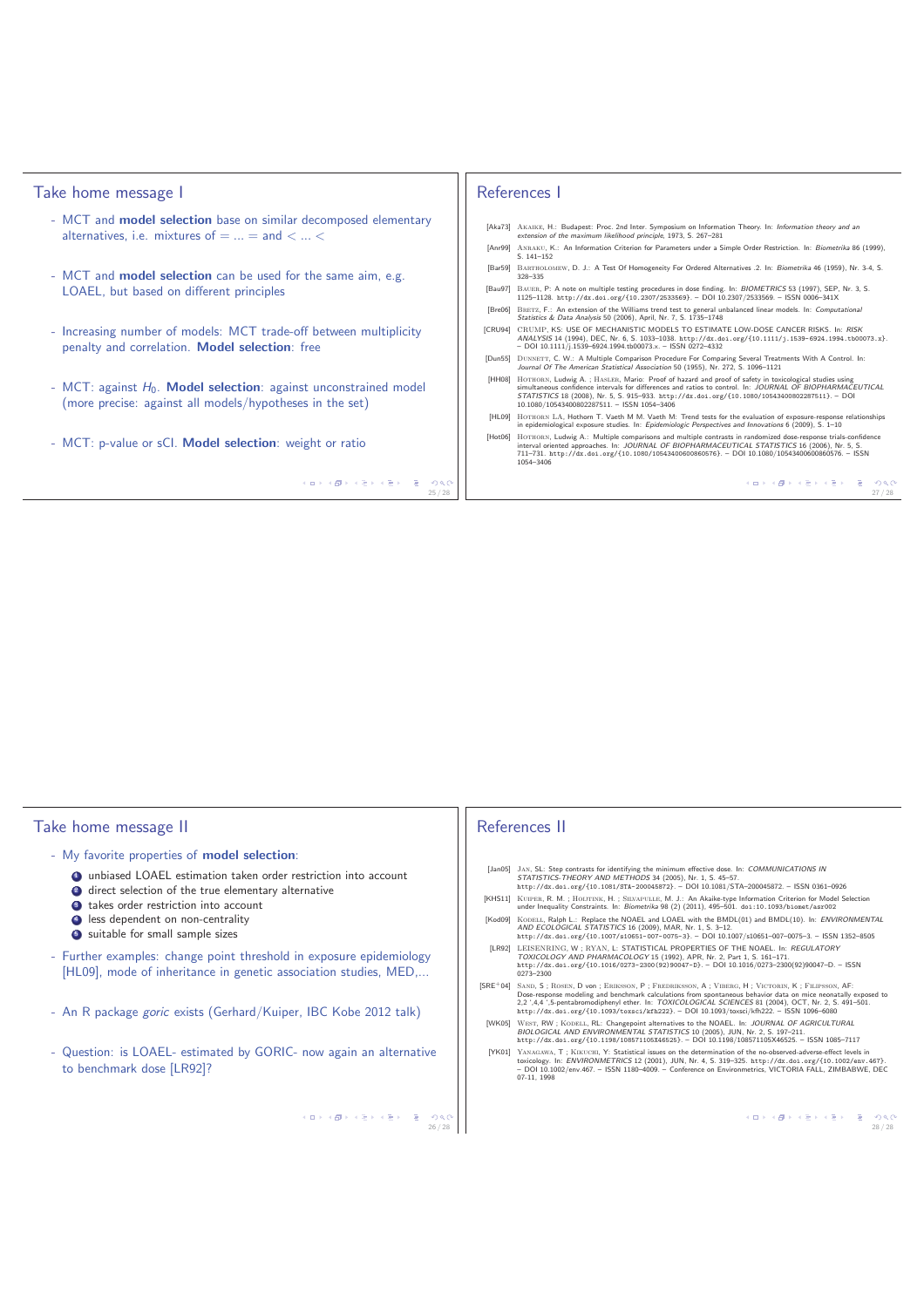## Take home message I

- MCT and **model selection** base on similar decomposed elementary alternatives, i.e. mixtures of $= \ldots =$ and $< \ldots <$
- MCT and **model selection** can be used for the same aim, e.g. LOAEL, but based on different principles
- Increasing number of models: MCT trade-off between multiplicity penalty and correlation. **Model selection**: free
- MCT: against $H_0$. **Model selection**: against unconstrained model (more precise: against all models/hypotheses in the set)
- MCT: p-value or sCI. **Model selection**: weight or ratio

## References I

[Aka73] Akaike, H.: Budapest: Proc. 2nd Inter. Symposium on Information Theory. In: *Information theory and an extension of the maximum likelihood principle*, 1973, S. 267–281

[Anr99] Anraku, K.: An Information Criterion for Parameters under a Simple Order Restriction. In: *Biometrika* 86 (1999), S. 141–152

[Bar59] Bartholomew, D. J.: A Test Of Homogeneity For Ordered Alternatives .2. In: *Biometrika* 46 (1959), Nr. 3-4, S. 328–335

[Bau97] Bauer, P: A note on multiple testing procedures in dose finding. In: *BIOMETRICS* 53 (1997), SEP, Nr. 3, S. 1125–1128. http://dx.doi.org/{10.2307/2533569}. – DOI 10.2307/2533569. – ISSN 0006–341X

[Bre06] Bretz, F.: An extension of the Williams trend test to general unbalanced linear models. In: *Computational Statistics & Data Analysis* 50 (2006), April, Nr. 7, S. 1735–1748

[CRU94] Crump, KS: USE OF MECHANISTIC MODELS TO ESTIMATE LOW-DOSE CANCER RISKS. In: *RISK ANALYSIS* 14 (1994), DEC, Nr. 6, S. 1033–1038. http://dx.doi.org/{10.1111/j.1539-6924.1994.tb00073.x}. – DOI 10.1111/j.1539–6924.1994.tb00073.x. – ISSN 0272–4332

[Dun55] Dunnett, C. W.: A Multiple Comparison Procedure For Comparing Several Treatments With A Control. In: *Journal Of The American Statistical Association* 50 (1955), Nr. 272, S. 1096–1121

[HH08] Hothorn, Ludwig A. ; Hasler, Mario: Proof of hazard and proof of safety in toxicological studies using simultaneous confidence intervals for differences and ratios to control. In: *JOURNAL OF BIOPHARMACEUTICAL STATISTICS* 18 (2008), Nr. 5, S. 915–933. http://dx.doi.org/{10.1080/10543400802287511}. – DOI 10.1080/10543400802287511. – ISSN 1054–3406

[HL09] Hothorn LA, Hothorn T. Vaeth M M. Vaeth M: Trend tests for the evaluation of exposure-response relationships in epidemiological exposure studies. In: *Epidemiologic Perspectives and Innovations* 6 (2009), S. 1–10

[Hot06] Hothorn, Ludwig A.: Multiple comparisons and multiple contrasts in randomized dose-response trials-confidence interval oriented approaches. In: *JOURNAL OF BIOPHARMACEUTICAL STATISTICS* 16 (2006), Nr. 5, S. 711–731. http://dx.doi.org/{10.1080/10543400600860576}. – DOI 10.1080/10543400600860576. – ISSN 1054–3406

## Take home message II

- My favorite properties of **model selection**:
  1. unbiased LOAEL estimation taken order restriction into account
  2. direct selection of the true elementary alternative
  3. takes order restriction into account
  4. less dependent on non-centrality
  5. suitable for small sample sizes
- Further examples: change point threshold in exposure epidemiology [HL09], mode of inheritance in genetic association studies, MED,...
- An R package *goric* exists (Gerhard/Kuiper, IBC Kobe 2012 talk)
- Question: is LOAEL- estimated by GORIC- now again an alternative to benchmark dose [LR92]?

## References II

[Jan05] Jan, SL: Step contrasts for identifying the minimum effective dose. In: *COMMUNICATIONS IN STATISTICS-THEORY AND METHODS* 34 (2005), Nr. 1, S. 45–57. http://dx.doi.org/{10.1081/STA-200045872}. – DOI 10.1081/STA–200045872. – ISSN 0361–0926

[KHS11] Kuiper, R. M. ; Hoijtink, H. ; Silvapulle, M. J.: An Akaike-type Information Criterion for Model Selection under Inequality Constraints. In: *Biometrika* 98 (2) (2011), 495–501. doi:10.1093/biomet/asr002

[Kod09] Kodell, Ralph L.: Replace the NOAEL and LOAEL with the BMDL(01) and BMDL(10). In: *ENVIRONMENTAL AND ECOLOGICAL STATISTICS* 16 (2009), MAR, Nr. 1, S. 3–12. http://dx.doi.org/{10.1007/s10651-007-0075-3}. – DOI 10.1007/s10651–007–0075–3. – ISSN 1352–8505

[LR92] Leisenring, W ; Ryan, L: STATISTICAL PROPERTIES OF THE NOAEL. In: *REGULATORY TOXICOLOGY AND PHARMACOLOGY* 15 (1992), APR, Nr. 2, Part 1, S. 161–171. http://dx.doi.org/{10.1016/0273-2300(92)90047-D}. – DOI 10.1016/0273–2300(92)90047–D. – ISSN 0273–2300

[SRE+04] Sand, S ; Rosen, D von ; Eriksson, P ; Fredriksson, A ; Viberg, H ; Victorin, K ; Filipsson, AF: Dose-response modeling and benchmark calculations from spontaneous behavior data on mice neonatally exposed to 2,2 ',4,4 ',5-pentabromodiphenyl ether. In: *TOXICOLOGICAL SCIENCES* 81 (2004), OCT, Nr. 2, S. 491–501. http://dx.doi.org/{10.1093/toxsci/kfh222}. – DOI 10.1093/toxsci/kfh222. – ISSN 1096–6080

[WK05] West, RW ; Kodell, RL: Changepoint alternatives to the NOAEL. In: *JOURNAL OF AGRICULTURAL BIOLOGICAL AND ENVIRONMENTAL STATISTICS* 10 (2005), JUN, Nr. 2, S. 197–211. http://dx.doi.org/{10.1198/108571105X46525}. – DOI 10.1198/108571105X46525. – ISSN 1085–7117

[YK01] Yanagawa, T ; Kikuchi, Y: Statistical issues on the determination of the no-observed-adverse-effect levels in toxicology. In: *ENVIRONMETRICS* 12 (2001), JUN, Nr. 4, S. 319–325. http://dx.doi.org/{10.1002/env.467}. – DOI 10.1002/env.467. – ISSN 1180–4009. – Conference on Environmetrics, VICTORIA FALL, ZIMBABWE, DEC 07-11, 1998